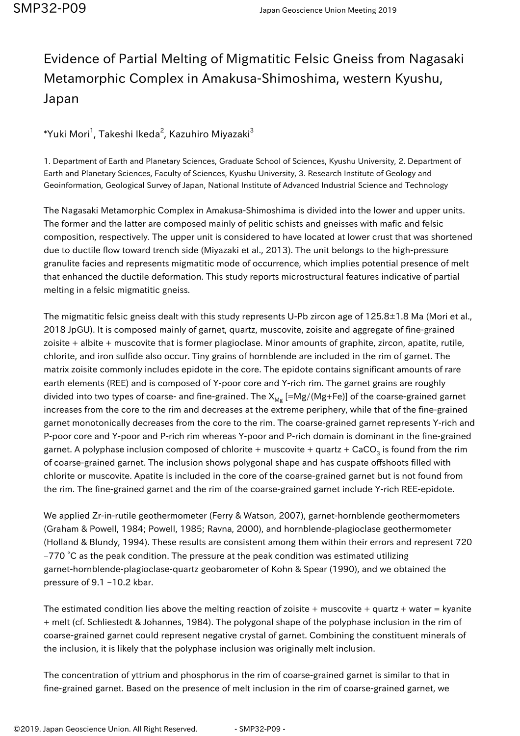# Evidence of Partial Melting of Migmatitic Felsic Gneiss from Nagasaki Metamorphic Complex in Amakusa-Shimoshima, western Kyushu, Japan

*Yuki Mori[1], Takeshi Ikeda[2], Kazuhiro Miyazaki[3]

1. Department of Earth and Planetary Sciences, Graduate School of Sciences, Kyushu University, 2. Department of Earth and Planetary Sciences, Faculty of Sciences, Kyushu University, 3. Research Institute of Geology and Geoinformation, Geological Survey of Japan, National Institute of Advanced Industrial Science and Technology

The Nagasaki Metamorphic Complex in Amakusa-Shimoshima is divided into the lower and upper units. The former and the latter are composed mainly of pelitic schists and gneisses with mafic and felsic composition, respectively. The upper unit is considered to have located at lower crust that was shortened due to ductile flow toward trench side (Miyazaki et al., 2013). The unit belongs to the high-pressure granulite facies and represents migmatitic mode of occurrence, which implies potential presence of melt that enhanced the ductile deformation. This study reports microstructural features indicative of partial melting in a felsic migmatitic gneiss.

The migmatitic felsic gneiss dealt with this study represents U-Pb zircon age of 125.8±1.8 Ma (Mori et al., 2018 JpGU). It is composed mainly of garnet, quartz, muscovite, zoisite and aggregate of fine-grained zoisite + albite + muscovite that is former plagioclase. Minor amounts of graphite, zircon, apatite, rutile, chlorite, and iron sulfide also occur. Tiny grains of hornblende are included in the rim of garnet. The matrix zoisite commonly includes epidote in the core. The epidote contains significant amounts of rare earth elements (REE) and is composed of Y-poor core and Y-rich rim. The garnet grains are roughly divided into two types of coarse- and fine-grained. The $X_{Mg}$ [=Mg/(Mg+Fe)] of the coarse-grained garnet increases from the core to the rim and decreases at the extreme periphery, while that of the fine-grained garnet monotonically decreases from the core to the rim. The coarse-grained garnet represents Y-rich and P-poor core and Y-poor and P-rich rim whereas Y-poor and P-rich domain is dominant in the fine-grained garnet. A polyphase inclusion composed of chlorite + muscovite + quartz + $CaCO_3$ is found from the rim of coarse-grained garnet. The inclusion shows polygonal shape and has cuspate offshoots filled with chlorite or muscovite. Apatite is included in the core of the coarse-grained garnet but is not found from the rim. The fine-grained garnet and the rim of the coarse-grained garnet include Y-rich REE-epidote.

We applied Zr-in-rutile geothermometer (Ferry & Watson, 2007), garnet-hornblende geothermometers (Graham & Powell, 1984; Powell, 1985; Ravna, 2000), and hornblende-plagioclase geothermometer (Holland & Blundy, 1994). These results are consistent among them within their errors and represent 720 –770 °C as the peak condition. The pressure at the peak condition was estimated utilizing garnet-hornblende-plagioclase-quartz geobarometer of Kohn & Spear (1990), and we obtained the pressure of 9.1 –10.2 kbar.

The estimated condition lies above the melting reaction of zoisite + muscovite + quartz + water = kyanite + melt (cf. Schliestedt & Johannes, 1984). The polygonal shape of the polyphase inclusion in the rim of coarse-grained garnet could represent negative crystal of garnet. Combining the constituent minerals of the inclusion, it is likely that the polyphase inclusion was originally melt inclusion.

The concentration of yttrium and phosphorus in the rim of coarse-grained garnet is similar to that in fine-grained garnet. Based on the presence of melt inclusion in the rim of coarse-grained garnet, we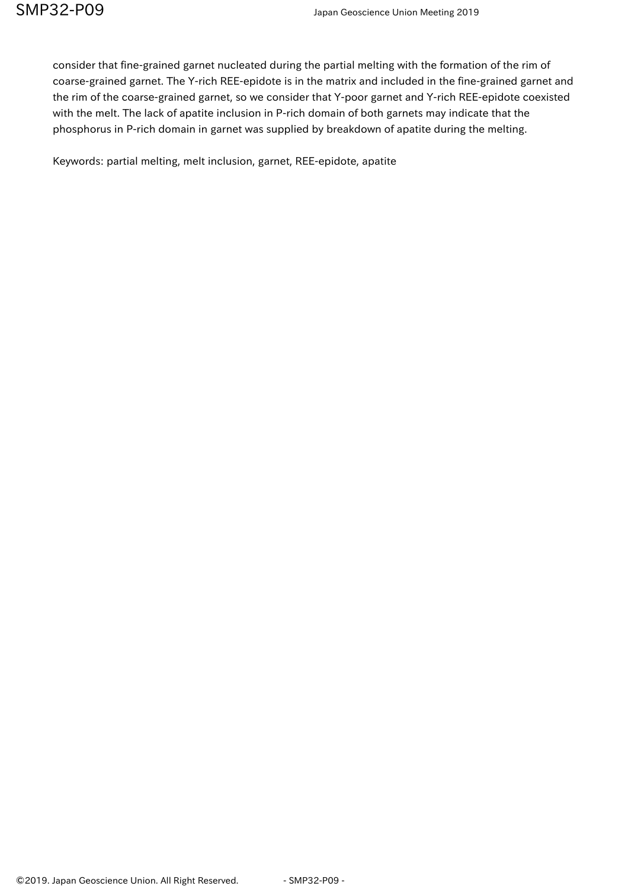consider that fine-grained garnet nucleated during the partial melting with the formation of the rim of coarse-grained garnet. The Y-rich REE-epidote is in the matrix and included in the fine-grained garnet and the rim of the coarse-grained garnet, so we consider that Y-poor garnet and Y-rich REE-epidote coexisted with the melt. The lack of apatite inclusion in P-rich domain of both garnets may indicate that the phosphorus in P-rich domain in garnet was supplied by breakdown of apatite during the melting.

Keywords: partial melting, melt inclusion, garnet, REE-epidote, apatite